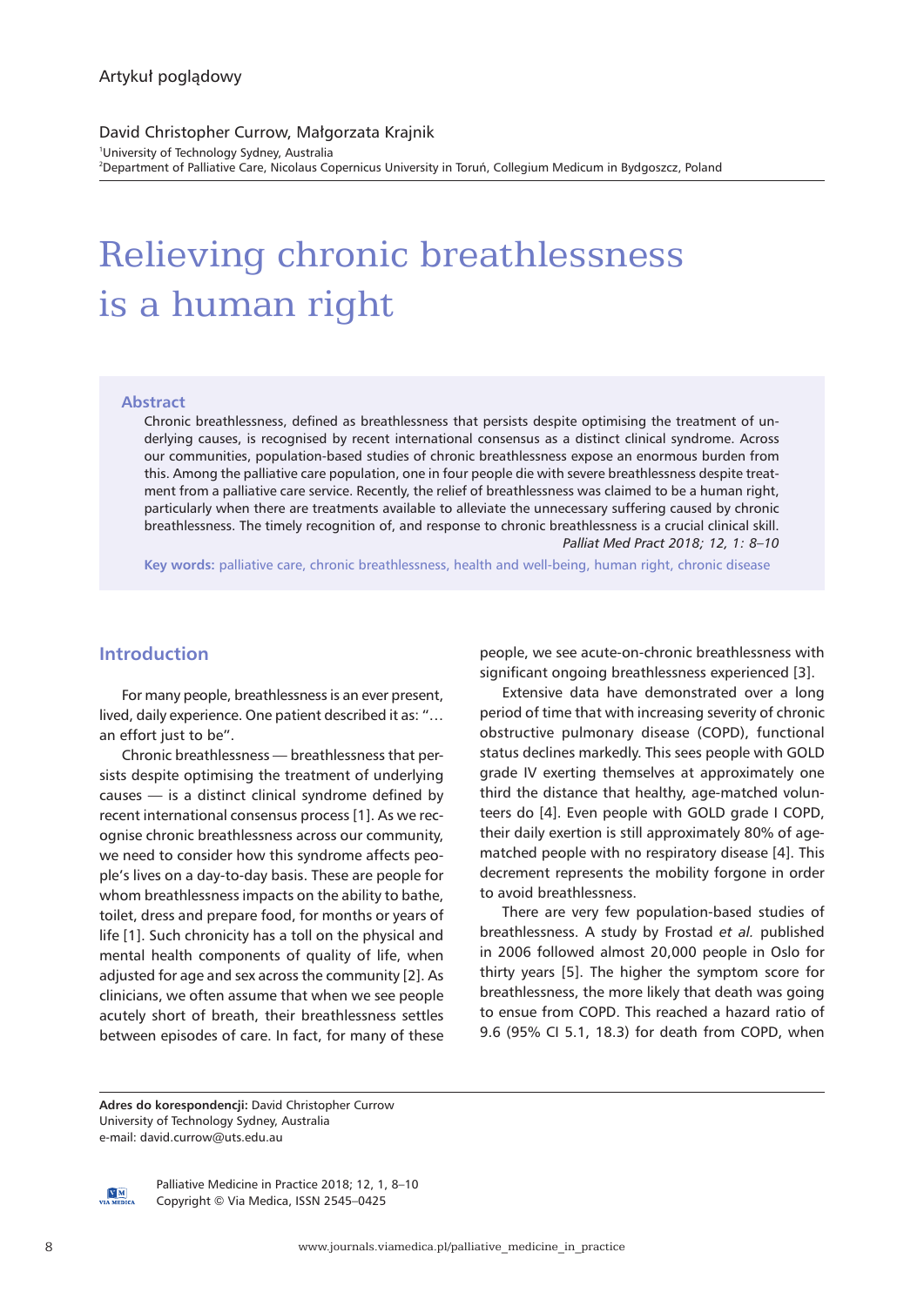Artykuł poglądowy

David Christopher Currow, Małgorzata Krajnik

[1]University of Technology Sydney, Australia
[2]Department of Palliative Care, Nicolaus Copernicus University in Toruń, Collegium Medicum in Bydgoszcz, Poland

# Relieving chronic breathlessness is a human right

## Abstract

Chronic breathlessness, defined as breathlessness that persists despite optimising the treatment of underlying causes, is recognised by recent international consensus as a distinct clinical syndrome. Across our communities, population-based studies of chronic breathlessness expose an enormous burden from this. Among the palliative care population, one in four people die with severe breathlessness despite treatment from a palliative care service. Recently, the relief of breathlessness was claimed to be a human right, particularly when there are treatments available to alleviate the unnecessary suffering caused by chronic breathlessness. The timely recognition of, and response to chronic breathlessness is a crucial clinical skill.

*Palliat Med Pract 2018; 12, 1: 8–10*

**Key words:** palliative care, chronic breathlessness, health and well-being, human right, chronic disease

## Introduction

For many people, breathlessness is an ever present, lived, daily experience. One patient described it as: "… an effort just to be".

Chronic breathlessness — breathlessness that persists despite optimising the treatment of underlying causes — is a distinct clinical syndrome defined by recent international consensus process [1]. As we recognise chronic breathlessness across our community, we need to consider how this syndrome affects people's lives on a day-to-day basis. These are people for whom breathlessness impacts on the ability to bathe, toilet, dress and prepare food, for months or years of life [1]. Such chronicity has a toll on the physical and mental health components of quality of life, when adjusted for age and sex across the community [2]. As clinicians, we often assume that when we see people acutely short of breath, their breathlessness settles between episodes of care. In fact, for many of these people, we see acute-on-chronic breathlessness with significant ongoing breathlessness experienced [3].

Extensive data have demonstrated over a long period of time that with increasing severity of chronic obstructive pulmonary disease (COPD), functional status declines markedly. This sees people with GOLD grade IV exerting themselves at approximately one third the distance that healthy, age-matched volunteers do [4]. Even people with GOLD grade I COPD, their daily exertion is still approximately 80% of age-matched people with no respiratory disease [4]. This decrement represents the mobility forgone in order to avoid breathlessness.

There are very few population-based studies of breathlessness. A study by Frostad *et al.* published in 2006 followed almost 20,000 people in Oslo for thirty years [5]. The higher the symptom score for breathlessness, the more likely that death was going to ensue from COPD. This reached a hazard ratio of 9.6 (95% CI 5.1, 18.3) for death from COPD, when

**Adres do korespondencji:** David Christopher Currow
University of Technology Sydney, Australia
e-mail: david.currow@uts.edu.au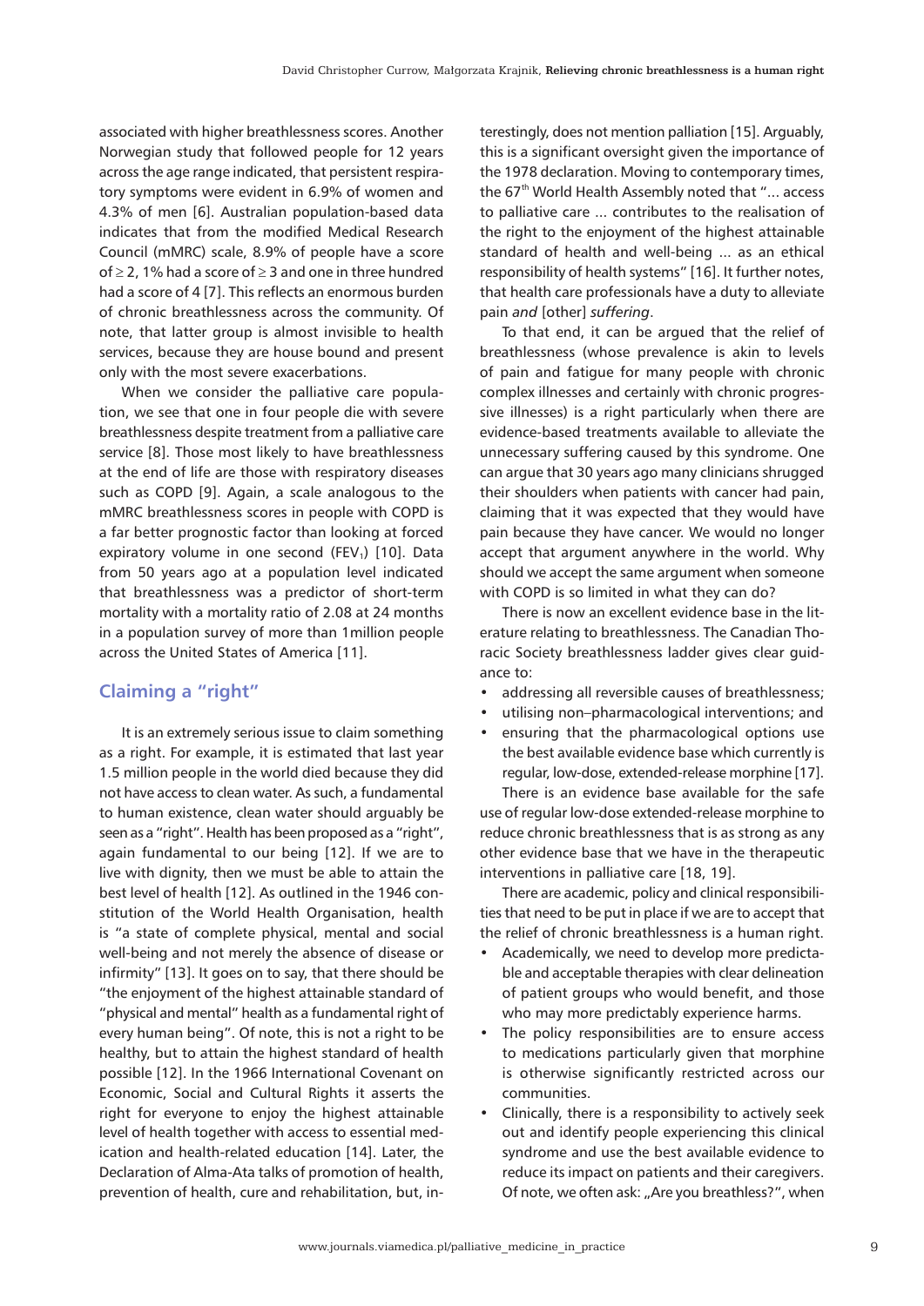associated with higher breathlessness scores. Another Norwegian study that followed people for 12 years across the age range indicated, that persistent respiratory symptoms were evident in 6.9% of women and 4.3% of men [6]. Australian population-based data indicates that from the modified Medical Research Council (mMRC) scale, 8.9% of people have a score of ≥ 2, 1% had a score of ≥ 3 and one in three hundred had a score of 4 [7]. This reflects an enormous burden of chronic breathlessness across the community. Of note, that latter group is almost invisible to health services, because they are house bound and present only with the most severe exacerbations.

When we consider the palliative care population, we see that one in four people die with severe breathlessness despite treatment from a palliative care service [8]. Those most likely to have breathlessness at the end of life are those with respiratory diseases such as COPD [9]. Again, a scale analogous to the mMRC breathlessness scores in people with COPD is a far better prognostic factor than looking at forced expiratory volume in one second ($FEV_1$) [10]. Data from 50 years ago at a population level indicated that breathlessness was a predictor of short-term mortality with a mortality ratio of 2.08 at 24 months in a population survey of more than 1million people across the United States of America [11].

## Claiming a "right"

It is an extremely serious issue to claim something as a right. For example, it is estimated that last year 1.5 million people in the world died because they did not have access to clean water. As such, a fundamental to human existence, clean water should arguably be seen as a "right". Health has been proposed as a "right", again fundamental to our being [12]. If we are to live with dignity, then we must be able to attain the best level of health [12]. As outlined in the 1946 constitution of the World Health Organisation, health is "a state of complete physical, mental and social well-being and not merely the absence of disease or infirmity" [13]. It goes on to say, that there should be "the enjoyment of the highest attainable standard of "physical and mental" health as a fundamental right of every human being". Of note, this is not a right to be healthy, but to attain the highest standard of health possible [12]. In the 1966 International Covenant on Economic, Social and Cultural Rights it asserts the right for everyone to enjoy the highest attainable level of health together with access to essential medication and health-related education [14]. Later, the Declaration of Alma-Ata talks of promotion of health, prevention of health, cure and rehabilitation, but, interestingly, does not mention palliation [15]. Arguably, this is a significant oversight given the importance of the 1978 declaration. Moving to contemporary times, the 67th World Health Assembly noted that "... access to palliative care ... contributes to the realisation of the right to the enjoyment of the highest attainable standard of health and well-being ... as an ethical responsibility of health systems" [16]. It further notes, that health care professionals have a duty to alleviate pain *and* [other] *suffering*.

To that end, it can be argued that the relief of breathlessness (whose prevalence is akin to levels of pain and fatigue for many people with chronic complex illnesses and certainly with chronic progressive illnesses) is a right particularly when there are evidence-based treatments available to alleviate the unnecessary suffering caused by this syndrome. One can argue that 30 years ago many clinicians shrugged their shoulders when patients with cancer had pain, claiming that it was expected that they would have pain because they have cancer. We would no longer accept that argument anywhere in the world. Why should we accept the same argument when someone with COPD is so limited in what they can do?

There is now an excellent evidence base in the literature relating to breathlessness. The Canadian Thoracic Society breathlessness ladder gives clear guidance to:

- addressing all reversible causes of breathlessness;
- utilising non–pharmacological interventions; and
- ensuring that the pharmacological options use the best available evidence base which currently is regular, low-dose, extended-release morphine [17].

There is an evidence base available for the safe use of regular low-dose extended-release morphine to reduce chronic breathlessness that is as strong as any other evidence base that we have in the therapeutic interventions in palliative care [18, 19].

There are academic, policy and clinical responsibilities that need to be put in place if we are to accept that the relief of chronic breathlessness is a human right.

- Academically, we need to develop more predictable and acceptable therapies with clear delineation of patient groups who would benefit, and those who may more predictably experience harms.
- The policy responsibilities are to ensure access to medications particularly given that morphine is otherwise significantly restricted across our communities.
- Clinically, there is a responsibility to actively seek out and identify people experiencing this clinical syndrome and use the best available evidence to reduce its impact on patients and their caregivers. Of note, we often ask: „Are you breathless?", when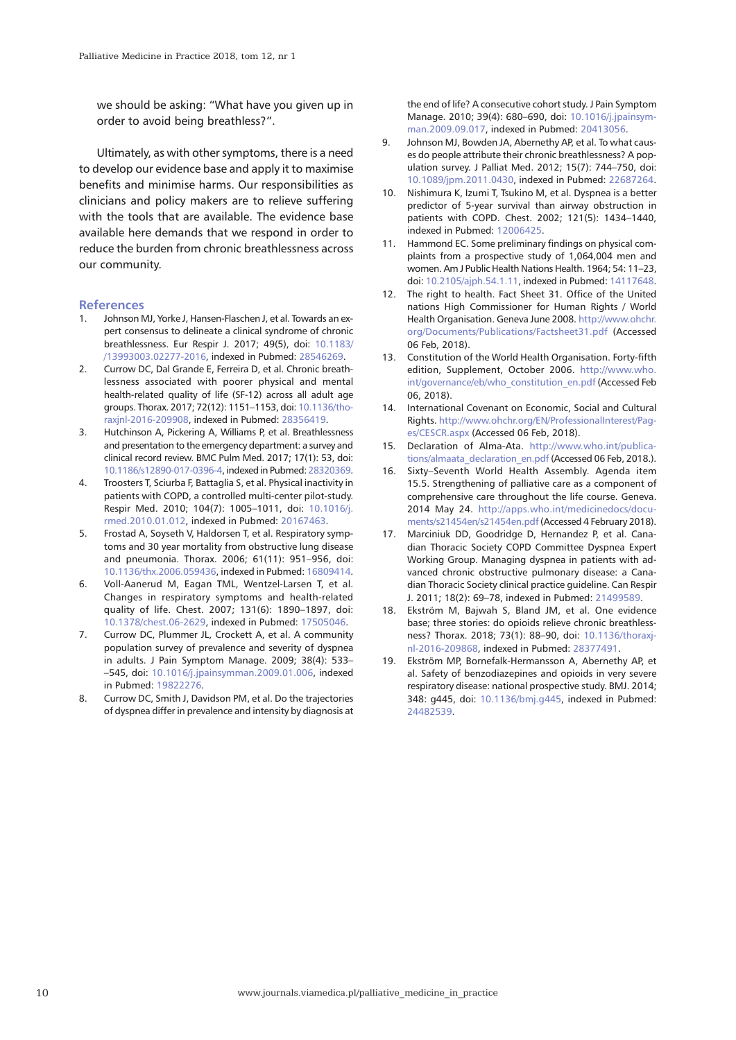we should be asking: "What have you given up in order to avoid being breathless?".

Ultimately, as with other symptoms, there is a need to develop our evidence base and apply it to maximise benefits and minimise harms. Our responsibilities as clinicians and policy makers are to relieve suffering with the tools that are available. The evidence base available here demands that we respond in order to reduce the burden from chronic breathlessness across our community.

## References

1. Johnson MJ, Yorke J, Hansen-Flaschen J, et al. Towards an expert consensus to delineate a clinical syndrome of chronic breathlessness. Eur Respir J. 2017; 49(5), doi: 10.1183/ /13993003.02277-2016, indexed in Pubmed: 28546269.
2. Currow DC, Dal Grande E, Ferreira D, et al. Chronic breathlessness associated with poorer physical and mental health-related quality of life (SF-12) across all adult age groups. Thorax. 2017; 72(12): 1151–1153, doi: 10.1136/thoraxjnl-2016-209908, indexed in Pubmed: 28356419.
3. Hutchinson A, Pickering A, Williams P, et al. Breathlessness and presentation to the emergency department: a survey and clinical record review. BMC Pulm Med. 2017; 17(1): 53, doi: 10.1186/s12890-017-0396-4, indexed in Pubmed: 28320369.
4. Troosters T, Sciurba F, Battaglia S, et al. Physical inactivity in patients with COPD, a controlled multi-center pilot-study. Respir Med. 2010; 104(7): 1005–1011, doi: 10.1016/j.rmed.2010.01.012, indexed in Pubmed: 20167463.
5. Frostad A, Soyseth V, Haldorsen T, et al. Respiratory symptoms and 30 year mortality from obstructive lung disease and pneumonia. Thorax. 2006; 61(11): 951–956, doi: 10.1136/thx.2006.059436, indexed in Pubmed: 16809414.
6. Voll-Aanerud M, Eagan TML, Wentzel-Larsen T, et al. Changes in respiratory symptoms and health-related quality of life. Chest. 2007; 131(6): 1890–1897, doi: 10.1378/chest.06-2629, indexed in Pubmed: 17505046.
7. Currow DC, Plummer JL, Crockett A, et al. A community population survey of prevalence and severity of dyspnea in adults. J Pain Symptom Manage. 2009; 38(4): 533–545, doi: 10.1016/j.jpainsymman.2009.01.006, indexed in Pubmed: 19822276.
8. Currow DC, Smith J, Davidson PM, et al. Do the trajectories of dyspnea differ in prevalence and intensity by diagnosis at the end of life? A consecutive cohort study. J Pain Symptom Manage. 2010; 39(4): 680–690, doi: 10.1016/j.jpainsymman.2009.09.017, indexed in Pubmed: 20413056.
9. Johnson MJ, Bowden JA, Abernethy AP, et al. To what causes do people attribute their chronic breathlessness? A population survey. J Palliat Med. 2012; 15(7): 744–750, doi: 10.1089/jpm.2011.0430, indexed in Pubmed: 22687264.
10. Nishimura K, Izumi T, Tsukino M, et al. Dyspnea is a better predictor of 5-year survival than airway obstruction in patients with COPD. Chest. 2002; 121(5): 1434–1440, indexed in Pubmed: 12006425.
11. Hammond EC. Some preliminary findings on physical complaints from a prospective study of 1,064,004 men and women. Am J Public Health Nations Health. 1964; 54: 11–23, doi: 10.2105/ajph.54.1.11, indexed in Pubmed: 14117648.
12. The right to health. Fact Sheet 31. Office of the United nations High Commissioner for Human Rights / World Health Organisation. Geneva June 2008. http://www.ohchr.org/Documents/Publications/Factsheet31.pdf (Accessed 06 Feb, 2018).
13. Constitution of the World Health Organisation. Forty-fifth edition, Supplement, October 2006. http://www.who.int/governance/eb/who_constitution_en.pdf (Accessed Feb 06, 2018).
14. International Covenant on Economic, Social and Cultural Rights. http://www.ohchr.org/EN/ProfessionalInterest/Pages/CESCR.aspx (Accessed 06 Feb, 2018).
15. Declaration of Alma-Ata. http://www.who.int/publications/almaata_declaration_en.pdf (Accessed 06 Feb, 2018.).
16. Sixty–Seventh World Health Assembly. Agenda item 15.5. Strengthening of palliative care as a component of comprehensive care throughout the life course. Geneva. 2014 May 24. http://apps.who.int/medicinedocs/documents/s21454en/s21454en.pdf (Accessed 4 February 2018).
17. Marciniuk DD, Goodridge D, Hernandez P, et al. Canadian Thoracic Society COPD Committee Dyspnea Expert Working Group. Managing dyspnea in patients with advanced chronic obstructive pulmonary disease: a Canadian Thoracic Society clinical practice guideline. Can Respir J. 2011; 18(2): 69–78, indexed in Pubmed: 21499589.
18. Ekström M, Bajwah S, Bland JM, et al. One evidence base; three stories: do opioids relieve chronic breathlessness? Thorax. 2018; 73(1): 88–90, doi: 10.1136/thoraxjnl-2016-209868, indexed in Pubmed: 28377491.
19. Ekström MP, Bornefalk-Hermansson A, Abernethy AP, et al. Safety of benzodiazepines and opioids in very severe respiratory disease: national prospective study. BMJ. 2014; 348: g445, doi: 10.1136/bmj.g445, indexed in Pubmed: 24482539.